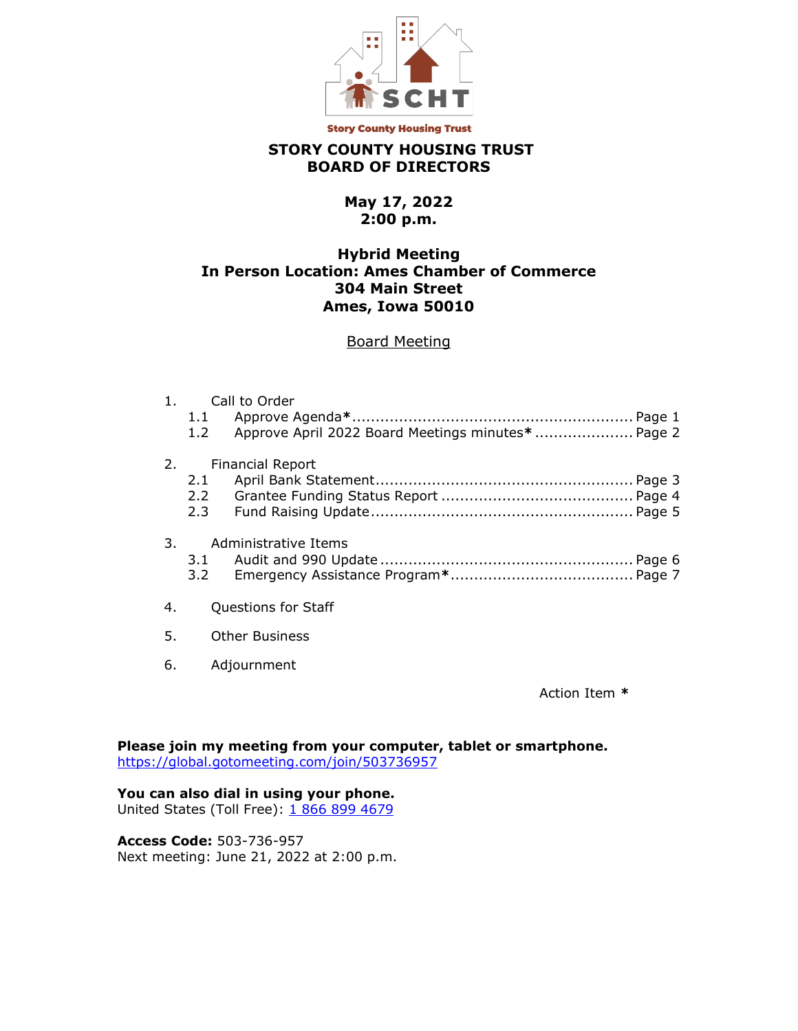Story County Housing Trust

# STORY COUNTY HOUSING TRUST
# BOARD OF DIRECTORS

**May 17, 2022**
**2:00 p.m.**

**Hybrid Meeting**
**In Person Location: Ames Chamber of Commerce**
**304 Main Street**
**Ames, Iowa 50010**

Board Meeting

1. Call to Order
   - 1.1 Approve Agenda**\*** ........................................................ Page 1
   - 1.2 Approve April 2022 Board Meetings minutes**\*** .................... Page 2

2. Financial Report
   - 2.1 April Bank Statement ...................................................... Page 3
   - 2.2 Grantee Funding Status Report ........................................ Page 4
   - 2.3 Fund Raising Update ...................................................... Page 5

3. Administrative Items
   - 3.1 Audit and 990 Update ..................................................... Page 6
   - 3.2 Emergency Assistance Program**\*** ...................................... Page 7

4. Questions for Staff

5. Other Business

6. Adjournment

Action Item **\***

**Please join my meeting from your computer, tablet or smartphone.**
https://global.gotomeeting.com/join/503736957

**You can also dial in using your phone.**
United States (Toll Free): 1 866 899 4679

**Access Code:** 503-736-957
Next meeting: June 21, 2022 at 2:00 p.m.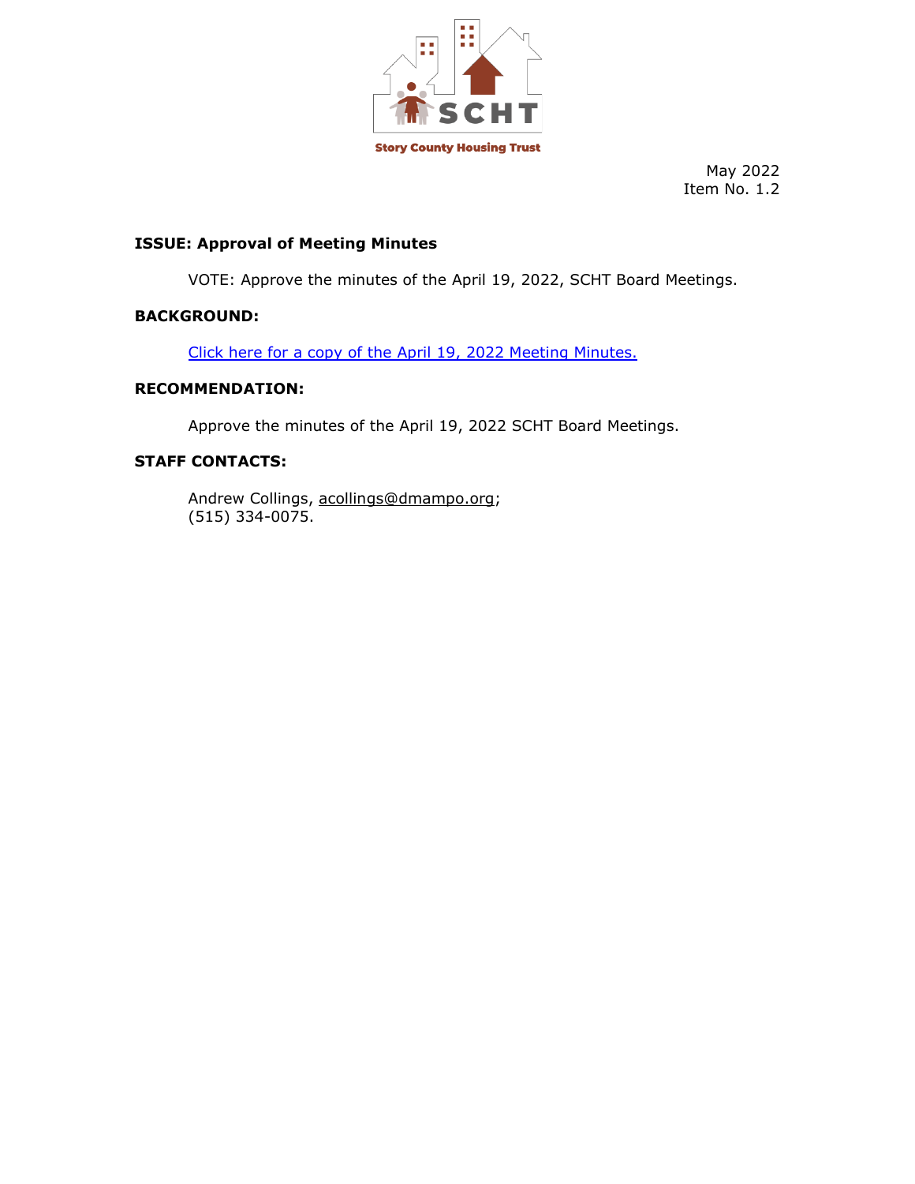Story County Housing Trust

May 2022
Item No. 1.2

**ISSUE: Approval of Meeting Minutes**

VOTE: Approve the minutes of the April 19, 2022, SCHT Board Meetings.

**BACKGROUND:**

Click here for a copy of the April 19, 2022 Meeting Minutes.

**RECOMMENDATION:**

Approve the minutes of the April 19, 2022 SCHT Board Meetings.

**STAFF CONTACTS:**

Andrew Collings, acollings@dmampo.org;
(515) 334-0075.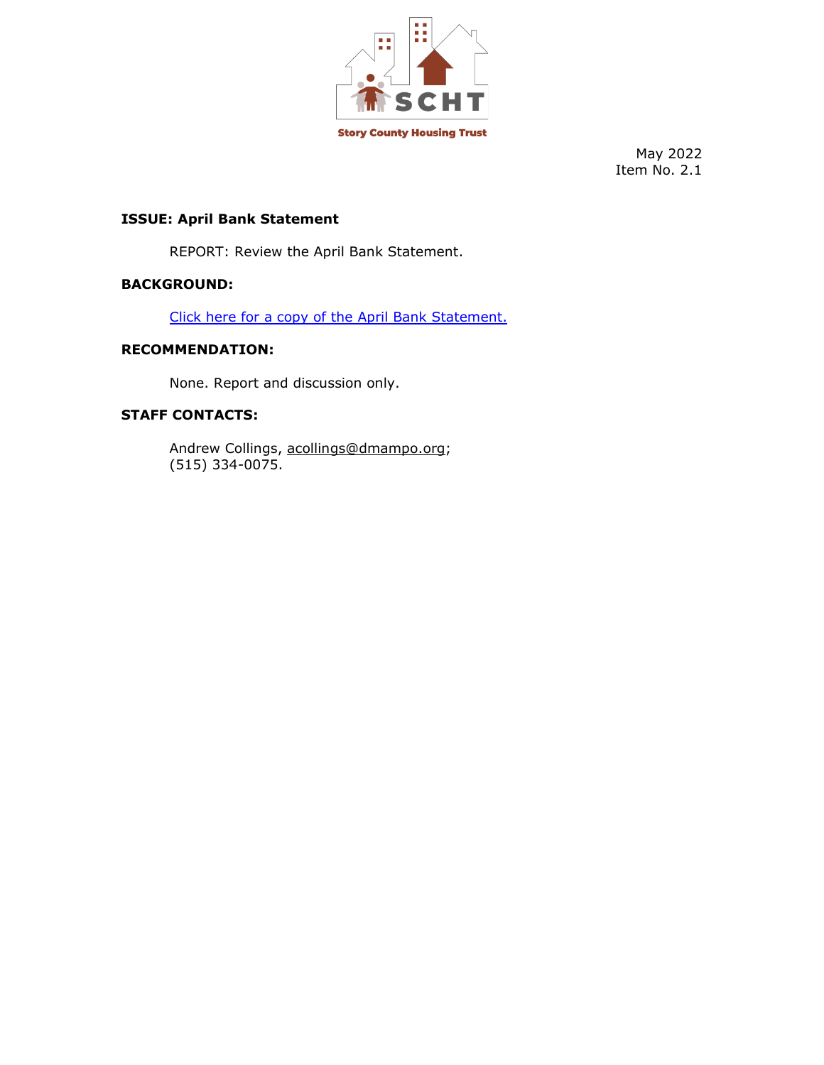Story County Housing Trust

May 2022
Item No. 2.1

**ISSUE: April Bank Statement**

REPORT: Review the April Bank Statement.

**BACKGROUND:**

Click here for a copy of the April Bank Statement.

**RECOMMENDATION:**

None. Report and discussion only.

**STAFF CONTACTS:**

Andrew Collings, acollings@dmampo.org;
(515) 334-0075.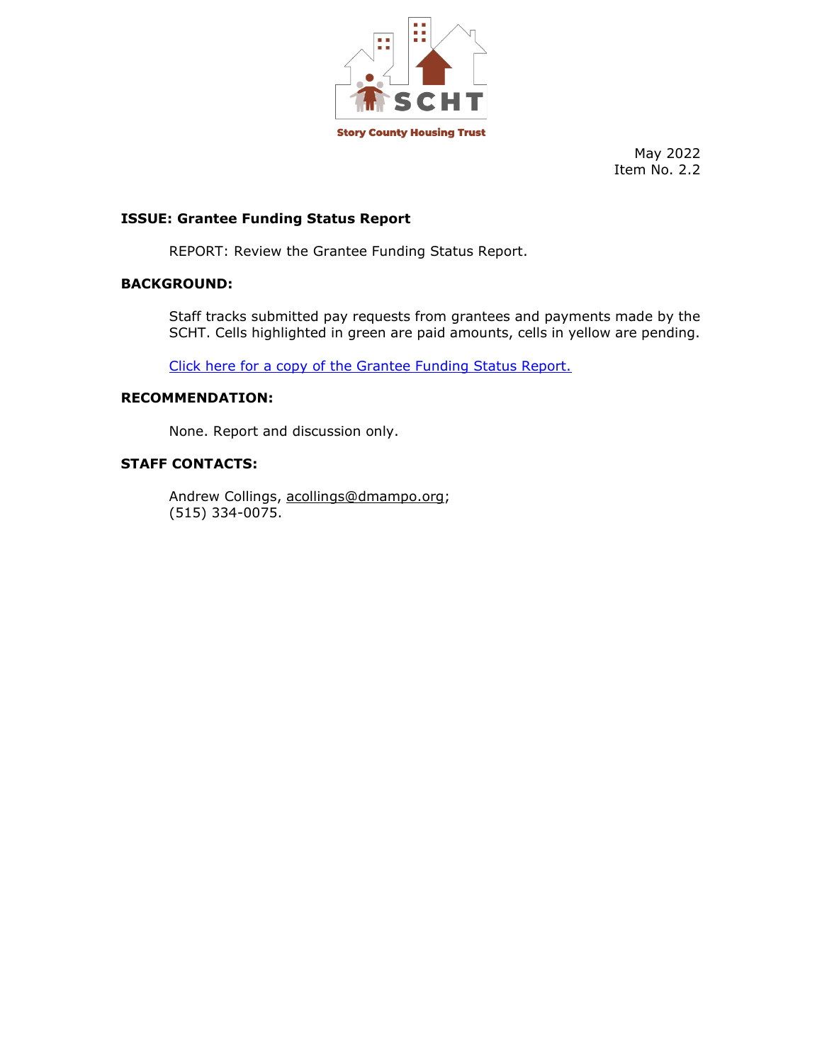SCHT

Story County Housing Trust

May 2022
Item No. 2.2

**ISSUE: Grantee Funding Status Report**

REPORT: Review the Grantee Funding Status Report.

**BACKGROUND:**

Staff tracks submitted pay requests from grantees and payments made by the SCHT. Cells highlighted in green are paid amounts, cells in yellow are pending.

Click here for a copy of the Grantee Funding Status Report.

**RECOMMENDATION:**

None. Report and discussion only.

**STAFF CONTACTS:**

Andrew Collings, acollings@dmampo.org;
(515) 334-0075.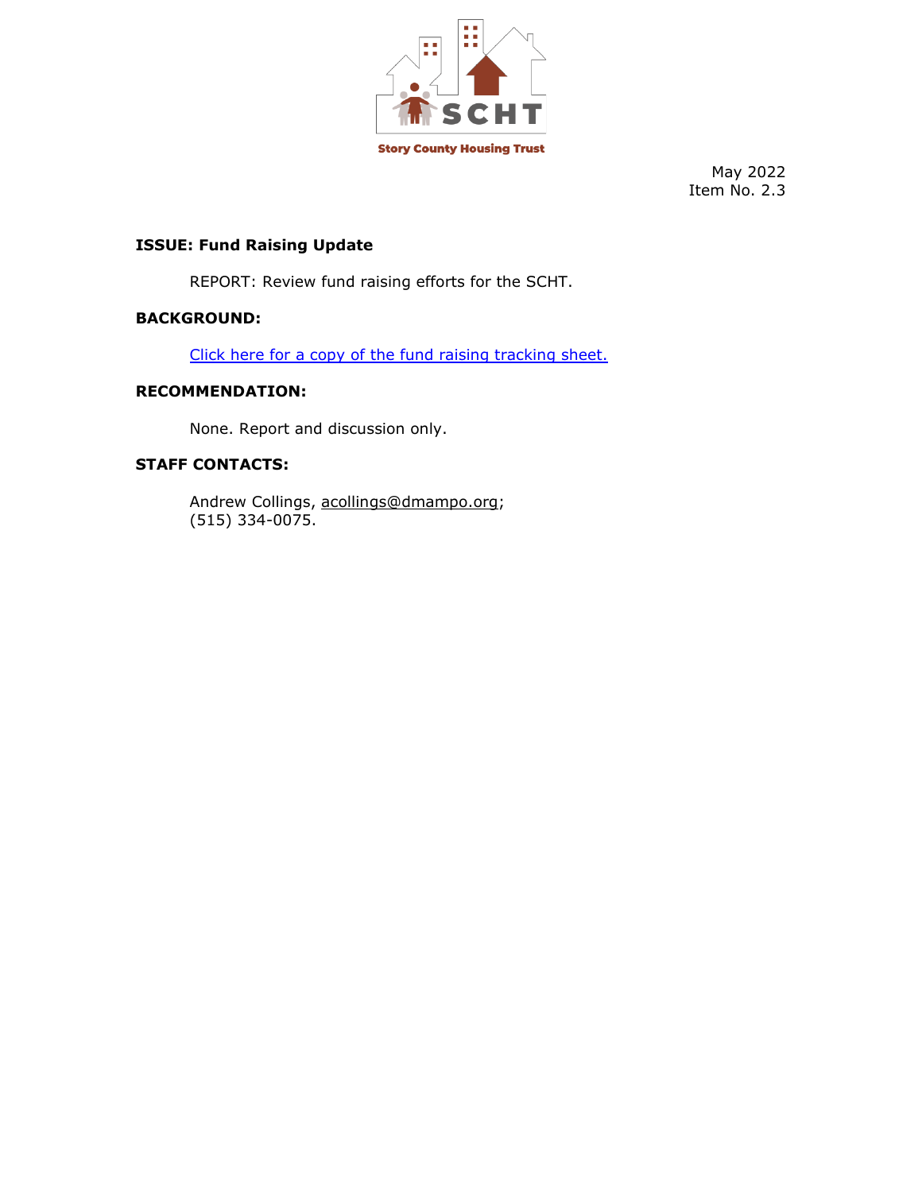Story County Housing Trust

May 2022
Item No. 2.3

**ISSUE: Fund Raising Update**

REPORT: Review fund raising efforts for the SCHT.

**BACKGROUND:**

Click here for a copy of the fund raising tracking sheet.

**RECOMMENDATION:**

None. Report and discussion only.

**STAFF CONTACTS:**

Andrew Collings, acollings@dmampo.org;
(515) 334-0075.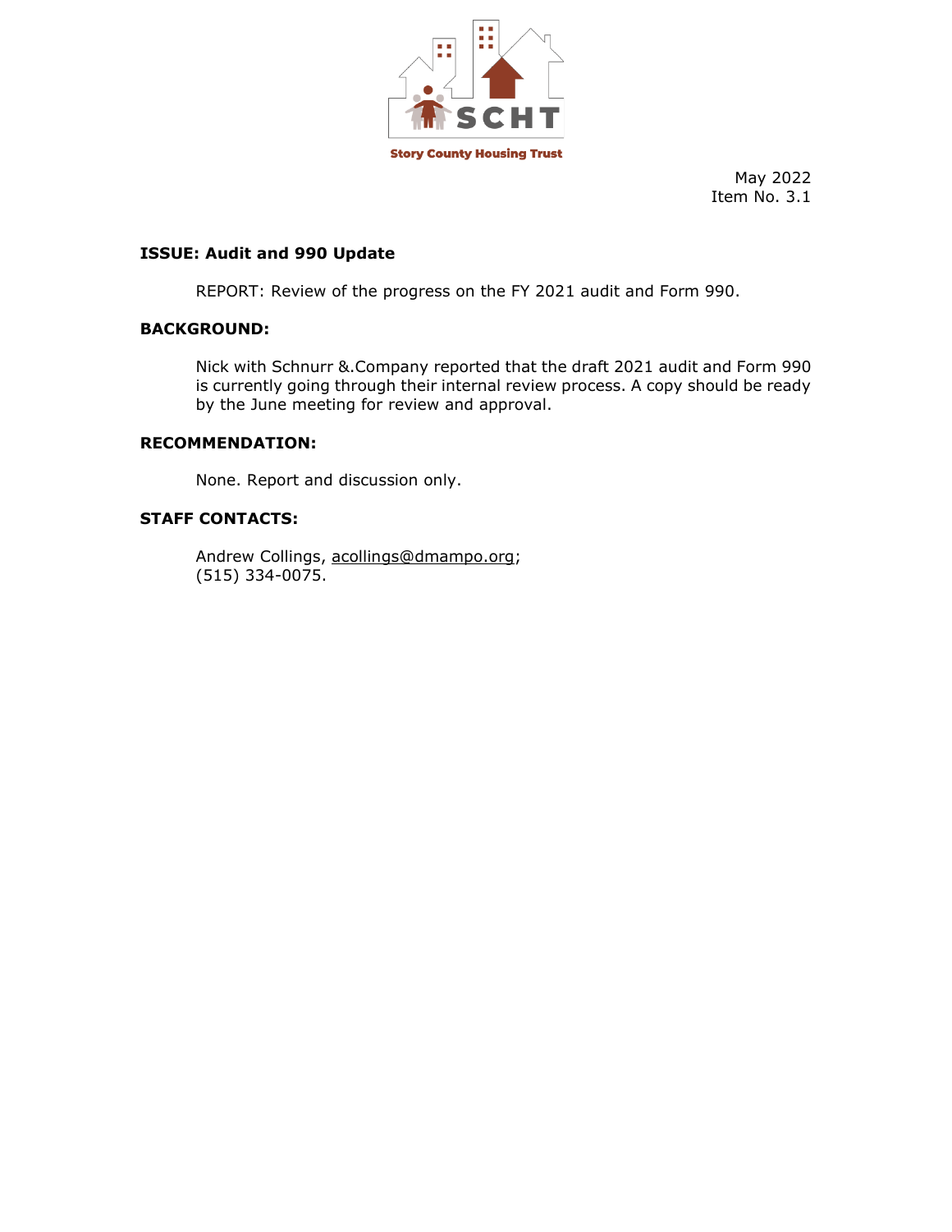Story County Housing Trust

May 2022
Item No. 3.1

**ISSUE: Audit and 990 Update**

REPORT: Review of the progress on the FY 2021 audit and Form 990.

**BACKGROUND:**

Nick with Schnurr &.Company reported that the draft 2021 audit and Form 990 is currently going through their internal review process. A copy should be ready by the June meeting for review and approval.

**RECOMMENDATION:**

None. Report and discussion only.

**STAFF CONTACTS:**

Andrew Collings, acollings@dmampo.org;
(515) 334-0075.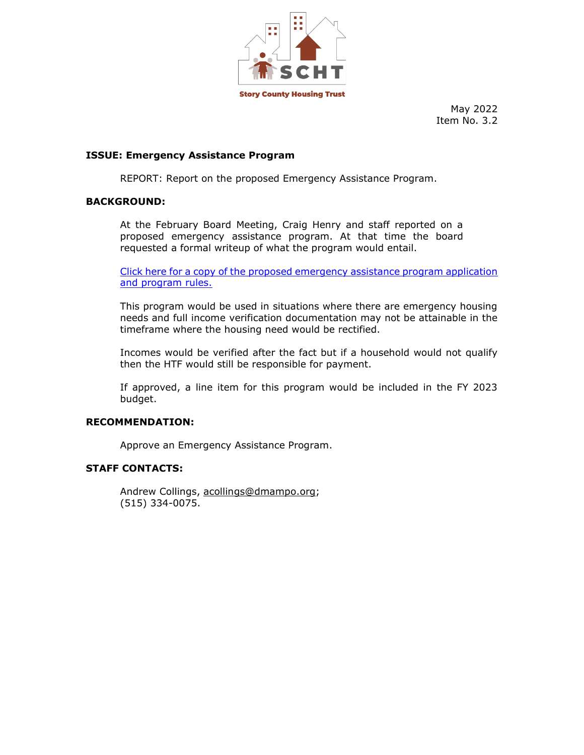Story County Housing Trust

May 2022
Item No. 3.2

**ISSUE: Emergency Assistance Program**

REPORT: Report on the proposed Emergency Assistance Program.

**BACKGROUND:**

At the February Board Meeting, Craig Henry and staff reported on a proposed emergency assistance program. At that time the board requested a formal writeup of what the program would entail.

Click here for a copy of the proposed emergency assistance program application and program rules.

This program would be used in situations where there are emergency housing needs and full income verification documentation may not be attainable in the timeframe where the housing need would be rectified.

Incomes would be verified after the fact but if a household would not qualify then the HTF would still be responsible for payment.

If approved, a line item for this program would be included in the FY 2023 budget.

**RECOMMENDATION:**

Approve an Emergency Assistance Program.

**STAFF CONTACTS:**

Andrew Collings, acollings@dmampo.org;
(515) 334-0075.